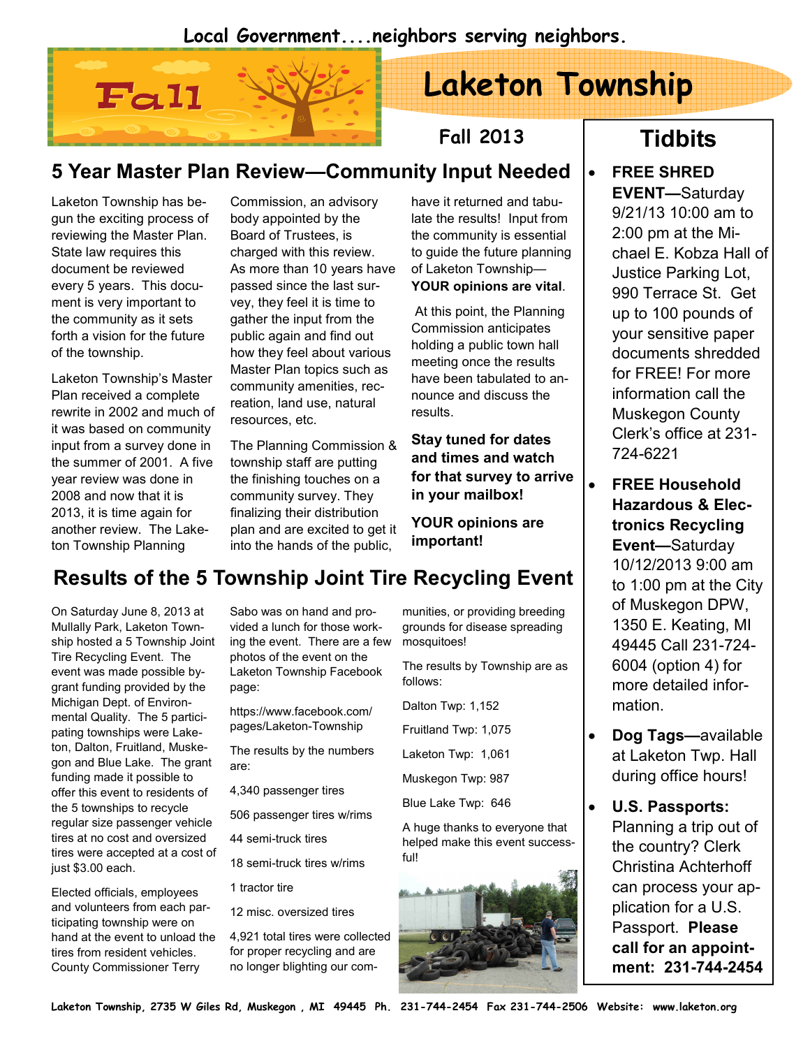Local Government....neighbors serving neighbors.

# Laketon Township

Fall 2013

## 5 Year Master Plan Review—Community Input Needed

Laketon Township has begun the exciting process of reviewing the Master Plan. State law requires this document be reviewed every 5 years. This document is very important to the community as it sets forth a vision for the future of the township.

Laketon Township's Master Plan received a complete rewrite in 2002 and much of it was based on community input from a survey done in the summer of 2001. A five year review was done in 2008 and now that it is 2013, it is time again for another review. The Laketon Township Planning Commission, an advisory body appointed by the Board of Trustees, is charged with this review. As more than 10 years have passed since the last survey, they feel it is time to gather the input from the public again and find out how they feel about various Master Plan topics such as community amenities, recreation, land use, natural resources, etc.

The Planning Commission & township staff are putting the finishing touches on a community survey. They finalizing their distribution plan and are excited to get it into the hands of the public, have it returned and tabulate the results! Input from the community is essential to guide the future planning of Laketon Township—**YOUR opinions are vital**.

At this point, the Planning Commission anticipates holding a public town hall meeting once the results have been tabulated to announce and discuss the results.

**Stay tuned for dates and times and watch for that survey to arrive in your mailbox!**

**YOUR opinions are important!**

## Results of the 5 Township Joint Tire Recycling Event

On Saturday June 8, 2013 at Mullally Park, Laketon Township hosted a 5 Township Joint Tire Recycling Event. The event was made possible by grant funding provided by the Michigan Dept. of Environmental Quality. The 5 participating townships were Laketon, Dalton, Fruitland, Muskegon and Blue Lake. The grant funding made it possible to offer this event to residents of the 5 townships to recycle regular size passenger vehicle tires at no cost and oversized tires were accepted at a cost of just $3.00 each.

Elected officials, employees and volunteers from each participating township were on hand at the event to unload the tires from resident vehicles. County Commissioner Terry Sabo was on hand and provided a lunch for those working the event. There are a few photos of the event on the Laketon Township Facebook page:

https://www.facebook.com/pages/Laketon-Township

The results by the numbers are:

4,340 passenger tires

506 passenger tires w/rims

44 semi-truck tires

18 semi-truck tires w/rims

1 tractor tire

12 misc. oversized tires

4,921 total tires were collected for proper recycling and are no longer blighting our communities, or providing breeding grounds for disease spreading mosquitoes!

The results by Township are as follows:

Dalton Twp: 1,152

Fruitland Twp: 1,075

Laketon Twp: 1,061

Muskegon Twp: 987

Blue Lake Twp: 646

A huge thanks to everyone that helped make this event successful!

## Tidbits

- **FREE SHRED EVENT—**Saturday 9/21/13 10:00 am to 2:00 pm at the Michael E. Kobza Hall of Justice Parking Lot, 990 Terrace St. Get up to 100 pounds of your sensitive paper documents shredded for FREE! For more information call the Muskegon County Clerk's office at 231-724-6221
- **FREE Household Hazardous & Electronics Recycling Event—**Saturday 10/12/2013 9:00 am to 1:00 pm at the City of Muskegon DPW, 1350 E. Keating, MI 49445 Call 231-724-6004 (option 4) for more detailed information.
- **Dog Tags—**available at Laketon Twp. Hall during office hours!
- **U.S. Passports:** Planning a trip out of the country? Clerk Christina Achterhoff can process your application for a U.S. Passport. **Please call for an appointment: 231-744-2454**

Laketon Township, 2735 W Giles Rd, Muskegon , MI 49445 Ph. 231-744-2454 Fax 231-744-2506 Website: www.laketon.org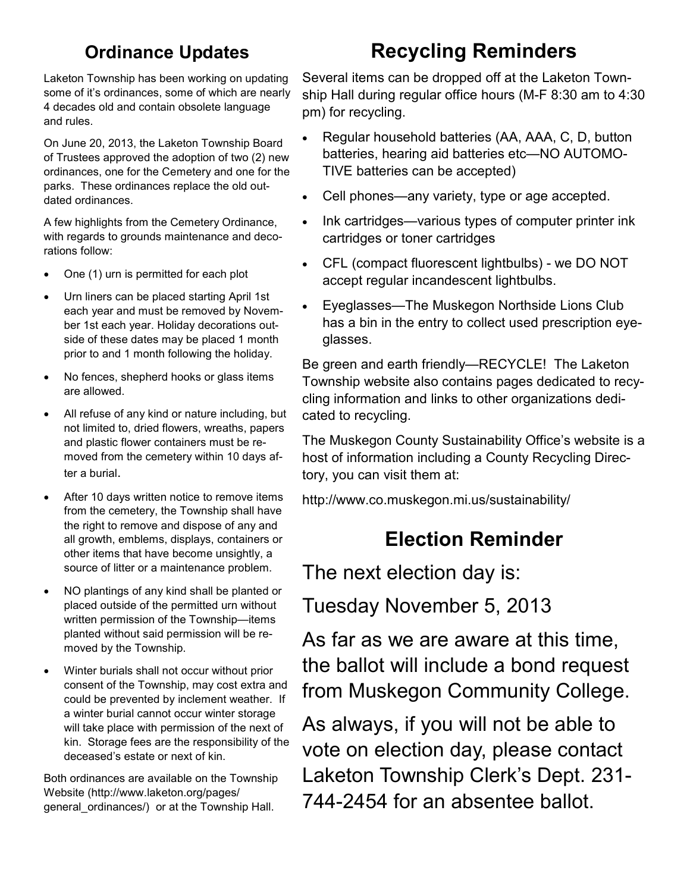## Ordinance Updates

Laketon Township has been working on updating some of it's ordinances, some of which are nearly 4 decades old and contain obsolete language and rules.

On June 20, 2013, the Laketon Township Board of Trustees approved the adoption of two (2) new ordinances, one for the Cemetery and one for the parks. These ordinances replace the old outdated ordinances.

A few highlights from the Cemetery Ordinance, with regards to grounds maintenance and decorations follow:

- One (1) urn is permitted for each plot
- Urn liners can be placed starting April 1st each year and must be removed by November 1st each year. Holiday decorations outside of these dates may be placed 1 month prior to and 1 month following the holiday.
- No fences, shepherd hooks or glass items are allowed.
- All refuse of any kind or nature including, but not limited to, dried flowers, wreaths, papers and plastic flower containers must be removed from the cemetery within 10 days after a burial.
- After 10 days written notice to remove items from the cemetery, the Township shall have the right to remove and dispose of any and all growth, emblems, displays, containers or other items that have become unsightly, a source of litter or a maintenance problem.
- NO plantings of any kind shall be planted or placed outside of the permitted urn without written permission of the Township—items planted without said permission will be removed by the Township.
- Winter burials shall not occur without prior consent of the Township, may cost extra and could be prevented by inclement weather. If a winter burial cannot occur winter storage will take place with permission of the next of kin. Storage fees are the responsibility of the deceased's estate or next of kin.

Both ordinances are available on the Township Website (http://www.laketon.org/pages/general_ordinances/) or at the Township Hall.

# Recycling Reminders

Several items can be dropped off at the Laketon Township Hall during regular office hours (M-F 8:30 am to 4:30 pm) for recycling.

- Regular household batteries (AA, AAA, C, D, button batteries, hearing aid batteries etc—NO AUTOMOTIVE batteries can be accepted)
- Cell phones—any variety, type or age accepted.
- Ink cartridges—various types of computer printer ink cartridges or toner cartridges
- CFL (compact fluorescent lightbulbs) - we DO NOT accept regular incandescent lightbulbs.
- Eyeglasses—The Muskegon Northside Lions Club has a bin in the entry to collect used prescription eyeglasses.

Be green and earth friendly—RECYCLE! The Laketon Township website also contains pages dedicated to recycling information and links to other organizations dedicated to recycling.

The Muskegon County Sustainability Office's website is a host of information including a County Recycling Directory, you can visit them at:

http://www.co.muskegon.mi.us/sustainability/

## Election Reminder

The next election day is:

Tuesday November 5, 2013

As far as we are aware at this time, the ballot will include a bond request from Muskegon Community College.

As always, if you will not be able to vote on election day, please contact Laketon Township Clerk's Dept. 231-744-2454 for an absentee ballot.